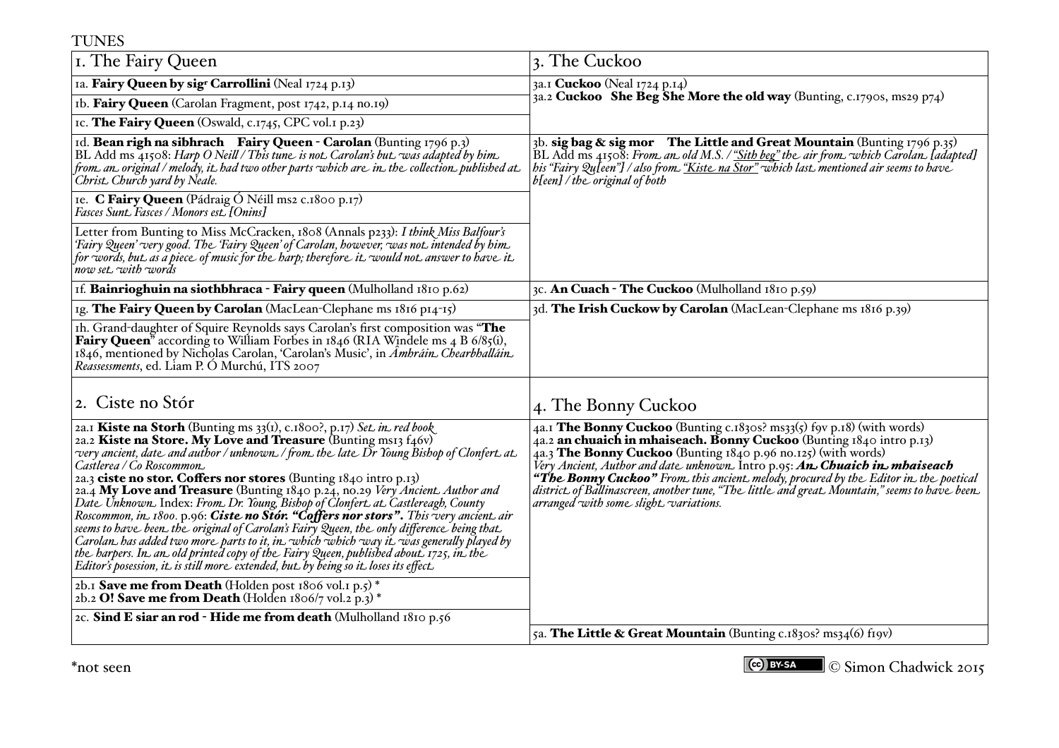# TUNES

## 1. The Fairy Queen

1a. **Fairy Queen by sigr Carrollini** (Neal 1724 p.13)

1b. **Fairy Queen** (Carolan Fragment, post 1742, p.14 no.19)

1c. **The Fairy Queen** (Oswald, c.1745, CPC vol.1 p.23)

1d. **Bean righ na sibhrach Fairy Queen - Carolan** (Bunting 1796 p.3)
BL Add ms 41508: *Harp O Neill / This tune is not Carolan's but was adapted by him from an original / melody, it had two other parts which are in the collection published at Christ Church yard by Neale.*

1e. **C Fairy Queen** (Pádraig Ó Néill ms2 c.1800 p.17)
*Fasces Sunt Fasces / Monors est [Onins]*

Letter from Bunting to Miss McCracken, 1808 (Annals p233): *I think Miss Balfour's 'Fairy Queen' very good. The 'Fairy Queen' of Carolan, however, was not intended by him for words, but as a piece of music for the harp; therefore it would not answer to have it now set with words*

1f. **Bainrioghuin na siothbhraca - Fairy queen** (Mulholland 1810 p.62)

1g. **The Fairy Queen by Carolan** (MacLean-Clephane ms 1816 p14-15)

1h. Grand-daughter of Squire Reynolds says Carolan's first composition was "**The Fairy Queen**" according to William Forbes in 1846 (RIA Windele ms 4 B 6/85(i), 1846, mentioned by Nicholas Carolan, 'Carolan's Music', in *Amhráin Chearbhalláin Reassessments*, ed. Liam P. Ó Murchú, ITS 2007

## 2. Ciste no Stór

2a.1 **Kiste na Storh** (Bunting ms 33(1), c.1800?, p.17) *Set in red book*
2a.2 **Kiste na Store. My Love and Treasure** (Bunting ms13 f46v)
*very ancient, date and author / unknown / from the late Dr Young Bishop of Clonfert at Castlerea / Co Roscommon*
2a.3 **ciste no stor. Coffers nor stores** (Bunting 1840 intro p.13)
2a.4 **My Love and Treasure** (Bunting 1840 p.24, no.29 *Very Ancient Author and Date Unknown* Index: *From Dr. Young, Bishop of Clonfert at Castlereagh, County Roscommon, in 1800*. p.96: ***Ciste no Stór. "Coffers nor stors"***. *This very ancient air seems to have been the original of Carolan's Fairy Queen, the only difference being that Carolan has added two more parts to it, in which way it was generally played by the harpers. In an old printed copy of the Fairy Queen, published about 1725, in the Editor's posession, it is still more extended, but by being so it loses its effect*

2b.1 **Save me from Death** (Holden post 1806 vol.1 p.5) *
2b.2 **O! Save me from Death** (Holden 1806/7 vol.2 p.3) *

2c. **Sind E siar an rod - Hide me from death** (Mulholland 1810 p.56

## 3. The Cuckoo

3a.1 **Cuckoo** (Neal 1724 p.14)
3a.2 **Cuckoo She Beg She More the old way** (Bunting, c.1790s, ms29 p74)

3b. **sig bag & sig mor The Little and Great Mountain** (Bunting 1796 p.35)
BL Add ms 41508: *From an old M.S. / "Sith beg" the air from which Carolan [adapted] his "Fairy Qu[een"] / also from "Kiste na Stor" which last mentioned air seems to have b[een] / the original of both*

3c. **An Cuach - The Cuckoo** (Mulholland 1810 p.59)

3d. **The Irish Cuckow by Carolan** (MacLean-Clephane ms 1816 p.39)

## 4. The Bonny Cuckoo

4a.1 **The Bonny Cuckoo** (Bunting c.1830s? ms33(5) f9v p.18) (with words)
4a.2 **an chuaich in mhaiseach. Bonny Cuckoo** (Bunting 1840 intro p.13)
4a.3 **The Bonny Cuckoo** (Bunting 1840 p.96 no.125) (with words)
*Very Ancient, Author and date unknown* Intro p.95: ***An Chuaich in mhaiseach "The Bonny Cuckoo"*** *From this ancient melody, procured by the Editor in the poetical district of Ballinascreen, another tune, "The little and great Mountain," seems to have been arranged with some slight variations.*

5a. **The Little & Great Mountain** (Bunting c.1830s? ms34(6) f19v)

*not seen

© Simon Chadwick 2015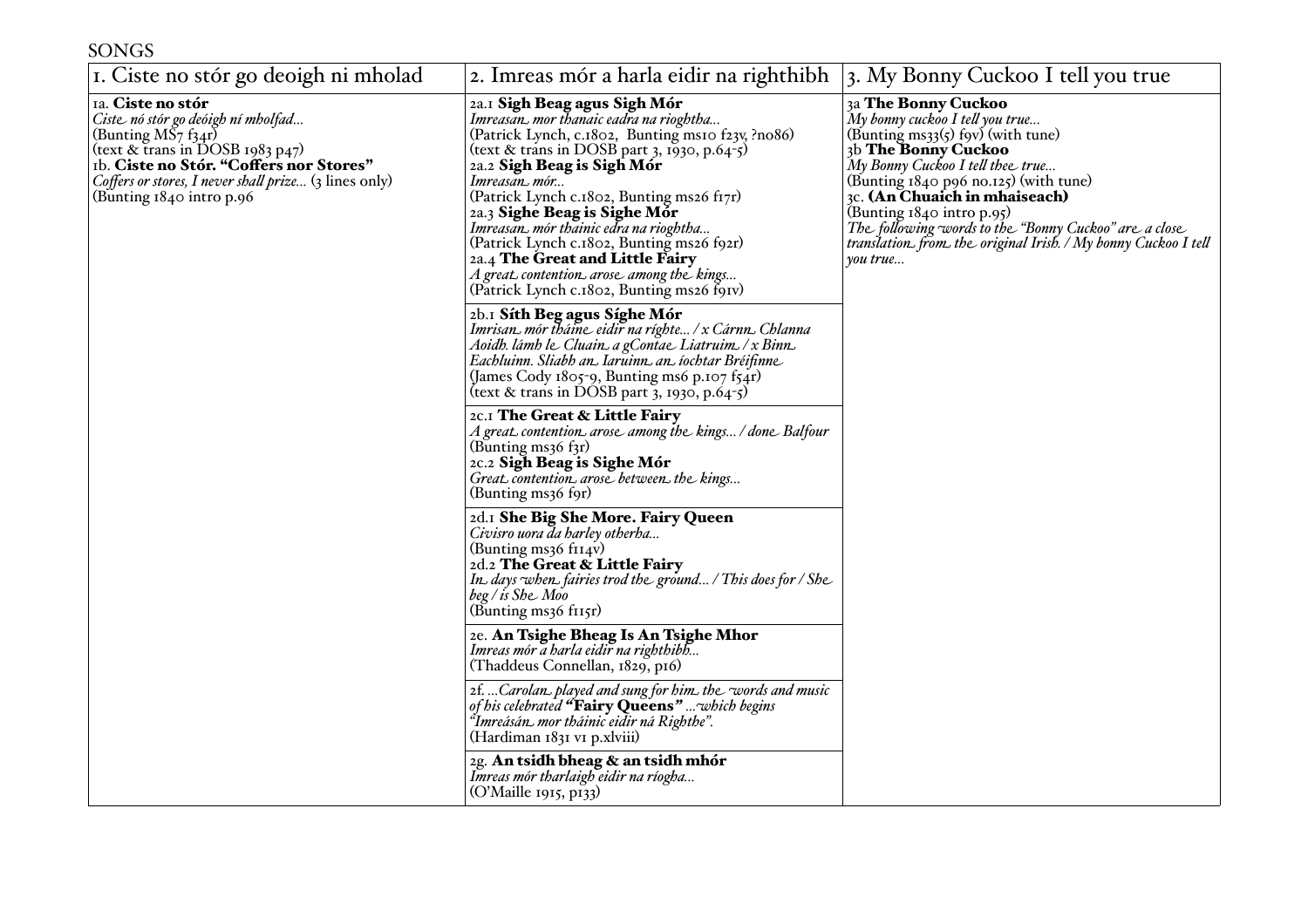SONGS

| 1. Ciste no stór go deoigh ni mholad | 2. Imreas mór a harla eidir na righthibh | 3. My Bonny Cuckoo I tell you true |
|---|---|---|
| 1a. **Ciste no stór**<br>*Ciste nó stór go deóigh ní mholfad...*<br>(Bunting MS7 f34r)<br>(text & trans in DOSB 1983 p47)<br>1b. **Ciste no Stór. "Coffers nor Stores"**<br>*Coffers or stores, I never shall prize...* (3 lines only)<br>(Bunting 1840 intro p.96 | 2a.1 **Sigh Beag agus Sigh Mór**<br>*Imreasan mor thanaic eadra na rioghtha...*<br>(Patrick Lynch, c.1802, Bunting ms10 f23v, ?no86)<br>(text & trans in DOSB part 3, 1930, p.64-5)<br>2a.2 **Sigh Beag is Sigh Mór**<br>*Imreasan mór...*<br>(Patrick Lynch c.1802, Bunting ms26 f17r)<br>2a.3 **Sighe Beag is Sighe Mór**<br>*Imreasan mór thainic edra na rioghtha...*<br>(Patrick Lynch c.1802, Bunting ms26 f92r)<br>2a.4 **The Great and Little Fairy**<br>*A great contention arose among the kings...*<br>(Patrick Lynch c.1802, Bunting ms26 f91v) | 3a **The Bonny Cuckoo**<br>*My bonny cuckoo I tell you true...*<br>(Bunting ms33(5) f9v) (with tune)<br>3b **The Bonny Cuckoo**<br>*My Bonny Cuckoo I tell thee true...*<br>(Bunting 1840 p96 no.125) (with tune)<br>3c. **(An Chuaich in mhaiseach)**<br>(Bunting 1840 intro p.95)<br>*The following words to the "Bonny Cuckoo" are a close translation from the original Irish. / My bonny Cuckoo I tell you true...* |
| | 2b.1 **Síth Beg agus Síghe Mór**<br>*Imrisan mór tháine eidir na ríghte... / x Cárnn Chlanna Aoidh. lámh le Cluain a gContae Liatruim / x Binn Eachluinn. Sliabh an Iaruinn an íochtar Bréifinne*<br>(James Cody 1805-9, Bunting ms6 p.107 f54r)<br>(text & trans in DOSB part 3, 1930, p.64-5) | |
| | 2c.1 **The Great & Little Fairy**<br>*A great contention arose among the kings... / done Balfour*<br>(Bunting ms36 f3r)<br>2c.2 **Sigh Beag is Sighe Mór**<br>*Great contention arose between the kings...*<br>(Bunting ms36 f9r) | |
| | 2d.1 **She Big She More. Fairy Queen**<br>*Civisro uora da harley otherha...*<br>(Bunting ms36 f114v)<br>2d.2 **The Great & Little Fairy**<br>*In days when fairies trod the ground... / This does for / She beg / is She Moo*<br>(Bunting ms36 f115r) | |
| | 2e. **An Tsighe Bheag Is An Tsighe Mhor**<br>*Imreas mór a harla eidir na righthibh...*<br>(Thaddeus Connellan, 1829, p16) | |
| | 2f. *...Carolan played and sung for him the words and music of his celebrated* **"Fairy Queens"** *...which begins "Imreásán mor tháinic eidir ná Righthe".*<br>(Hardiman 1831 vi p.xlviii) | |
| | 2g. **An tsidh bheag & an tsidh mhór**<br>*Imreas mór tharlaigh eidir na ríogha...*<br>(O'Maille 1915, p133) | |